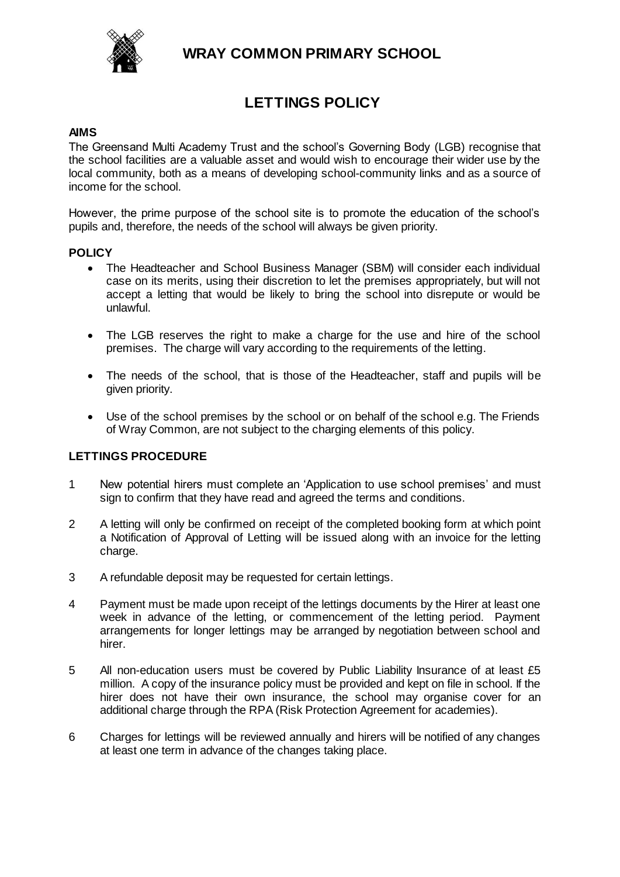# WRAY COMMON PRIMARY SCHOOL

## LETTINGS POLICY

### AIMS

The Greensand Multi Academy Trust and the school's Governing Body (LGB) recognise that the school facilities are a valuable asset and would wish to encourage their wider use by the local community, both as a means of developing school-community links and as a source of income for the school.

However, the prime purpose of the school site is to promote the education of the school's pupils and, therefore, the needs of the school will always be given priority.

### POLICY

- The Headteacher and School Business Manager (SBM) will consider each individual case on its merits, using their discretion to let the premises appropriately, but will not accept a letting that would be likely to bring the school into disrepute or would be unlawful.
- The LGB reserves the right to make a charge for the use and hire of the school premises. The charge will vary according to the requirements of the letting.
- The needs of the school, that is those of the Headteacher, staff and pupils will be given priority.
- Use of the school premises by the school or on behalf of the school e.g. The Friends of Wray Common, are not subject to the charging elements of this policy.

### LETTINGS PROCEDURE

1. New potential hirers must complete an 'Application to use school premises' and must sign to confirm that they have read and agreed the terms and conditions.
2. A letting will only be confirmed on receipt of the completed booking form at which point a Notification of Approval of Letting will be issued along with an invoice for the letting charge.
3. A refundable deposit may be requested for certain lettings.
4. Payment must be made upon receipt of the lettings documents by the Hirer at least one week in advance of the letting, or commencement of the letting period. Payment arrangements for longer lettings may be arranged by negotiation between school and hirer.
5. All non-education users must be covered by Public Liability Insurance of at least £5 million. A copy of the insurance policy must be provided and kept on file in school. If the hirer does not have their own insurance, the school may organise cover for an additional charge through the RPA (Risk Protection Agreement for academies).
6. Charges for lettings will be reviewed annually and hirers will be notified of any changes at least one term in advance of the changes taking place.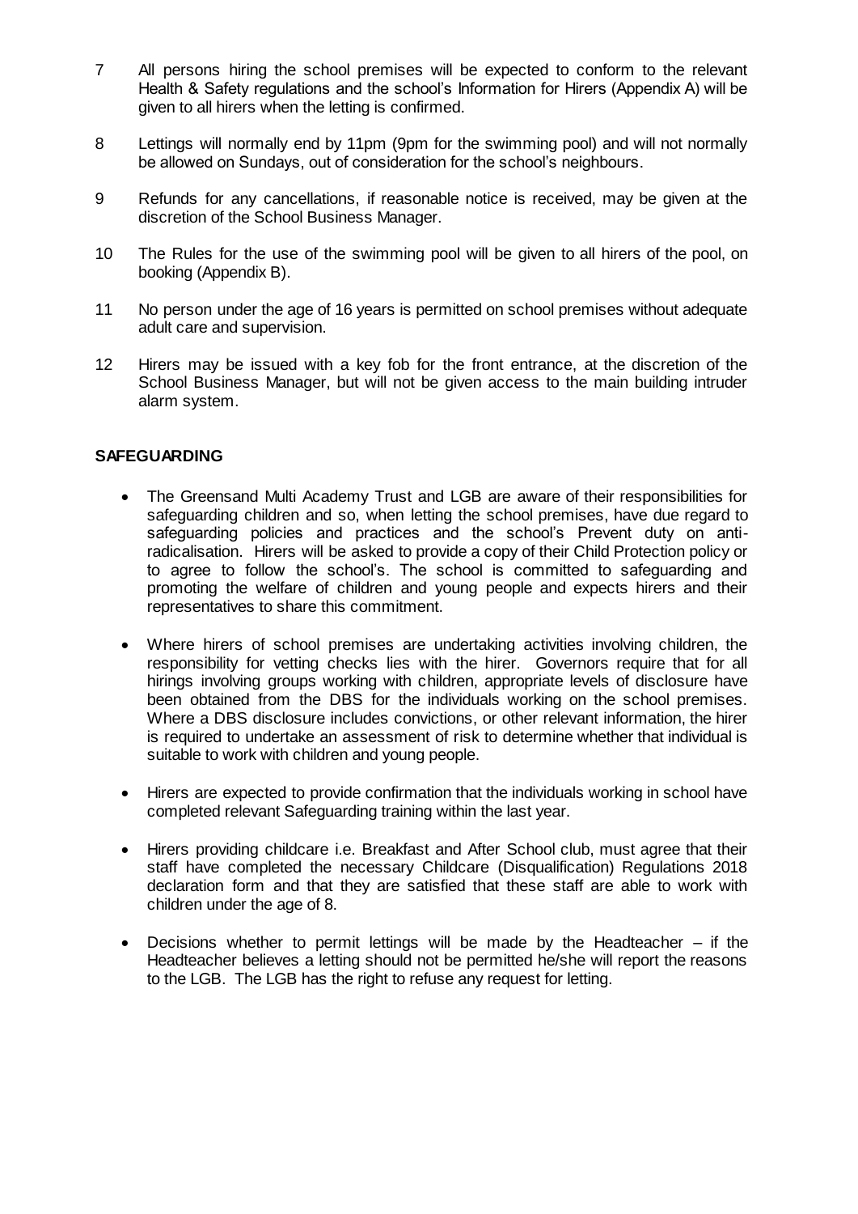7 All persons hiring the school premises will be expected to conform to the relevant Health & Safety regulations and the school's Information for Hirers (Appendix A) will be given to all hirers when the letting is confirmed.

8 Lettings will normally end by 11pm (9pm for the swimming pool) and will not normally be allowed on Sundays, out of consideration for the school's neighbours.

9 Refunds for any cancellations, if reasonable notice is received, may be given at the discretion of the School Business Manager.

10 The Rules for the use of the swimming pool will be given to all hirers of the pool, on booking (Appendix B).

11 No person under the age of 16 years is permitted on school premises without adequate adult care and supervision.

12 Hirers may be issued with a key fob for the front entrance, at the discretion of the School Business Manager, but will not be given access to the main building intruder alarm system.

**SAFEGUARDING**

- The Greensand Multi Academy Trust and LGB are aware of their responsibilities for safeguarding children and so, when letting the school premises, have due regard to safeguarding policies and practices and the school's Prevent duty on anti-radicalisation. Hirers will be asked to provide a copy of their Child Protection policy or to agree to follow the school's. The school is committed to safeguarding and promoting the welfare of children and young people and expects hirers and their representatives to share this commitment.

- Where hirers of school premises are undertaking activities involving children, the responsibility for vetting checks lies with the hirer. Governors require that for all hirings involving groups working with children, appropriate levels of disclosure have been obtained from the DBS for the individuals working on the school premises. Where a DBS disclosure includes convictions, or other relevant information, the hirer is required to undertake an assessment of risk to determine whether that individual is suitable to work with children and young people.

- Hirers are expected to provide confirmation that the individuals working in school have completed relevant Safeguarding training within the last year.

- Hirers providing childcare i.e. Breakfast and After School club, must agree that their staff have completed the necessary Childcare (Disqualification) Regulations 2018 declaration form and that they are satisfied that these staff are able to work with children under the age of 8.

- Decisions whether to permit lettings will be made by the Headteacher – if the Headteacher believes a letting should not be permitted he/she will report the reasons to the LGB. The LGB has the right to refuse any request for letting.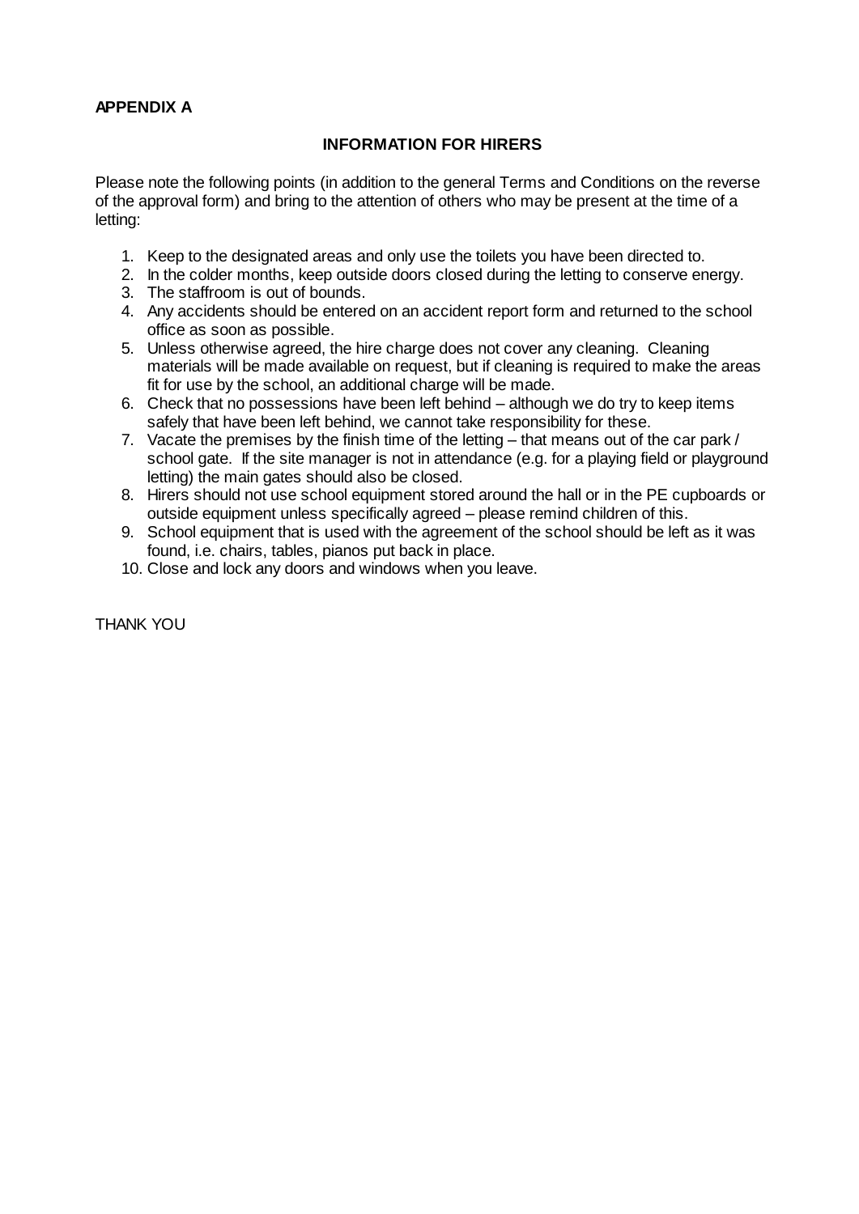**APPENDIX A**

## INFORMATION FOR HIRERS

Please note the following points (in addition to the general Terms and Conditions on the reverse of the approval form) and bring to the attention of others who may be present at the time of a letting:

1. Keep to the designated areas and only use the toilets you have been directed to.
2. In the colder months, keep outside doors closed during the letting to conserve energy.
3. The staffroom is out of bounds.
4. Any accidents should be entered on an accident report form and returned to the school office as soon as possible.
5. Unless otherwise agreed, the hire charge does not cover any cleaning. Cleaning materials will be made available on request, but if cleaning is required to make the areas fit for use by the school, an additional charge will be made.
6. Check that no possessions have been left behind – although we do try to keep items safely that have been left behind, we cannot take responsibility for these.
7. Vacate the premises by the finish time of the letting – that means out of the car park / school gate. If the site manager is not in attendance (e.g. for a playing field or playground letting) the main gates should also be closed.
8. Hirers should not use school equipment stored around the hall or in the PE cupboards or outside equipment unless specifically agreed – please remind children of this.
9. School equipment that is used with the agreement of the school should be left as it was found, i.e. chairs, tables, pianos put back in place.
10. Close and lock any doors and windows when you leave.

THANK YOU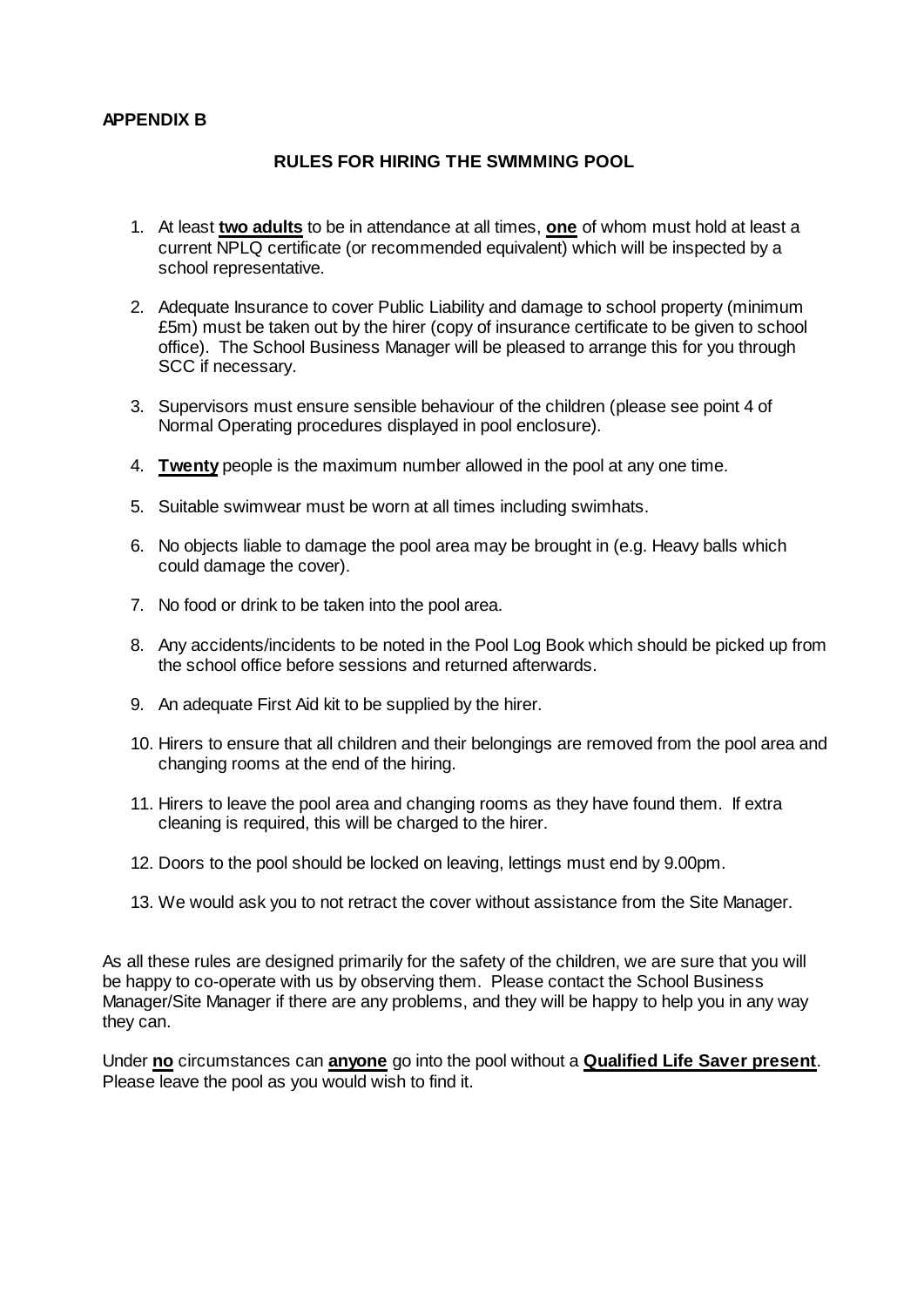**APPENDIX B**

## RULES FOR HIRING THE SWIMMING POOL

1. At least **two adults** to be in attendance at all times, **one** of whom must hold at least a current NPLQ certificate (or recommended equivalent) which will be inspected by a school representative.

2. Adequate Insurance to cover Public Liability and damage to school property (minimum £5m) must be taken out by the hirer (copy of insurance certificate to be given to school office). The School Business Manager will be pleased to arrange this for you through SCC if necessary.

3. Supervisors must ensure sensible behaviour of the children (please see point 4 of Normal Operating procedures displayed in pool enclosure).

4. **Twenty** people is the maximum number allowed in the pool at any one time.

5. Suitable swimwear must be worn at all times including swimhats.

6. No objects liable to damage the pool area may be brought in (e.g. Heavy balls which could damage the cover).

7. No food or drink to be taken into the pool area.

8. Any accidents/incidents to be noted in the Pool Log Book which should be picked up from the school office before sessions and returned afterwards.

9. An adequate First Aid kit to be supplied by the hirer.

10. Hirers to ensure that all children and their belongings are removed from the pool area and changing rooms at the end of the hiring.

11. Hirers to leave the pool area and changing rooms as they have found them. If extra cleaning is required, this will be charged to the hirer.

12. Doors to the pool should be locked on leaving, lettings must end by 9.00pm.

13. We would ask you to not retract the cover without assistance from the Site Manager.

As all these rules are designed primarily for the safety of the children, we are sure that you will be happy to co-operate with us by observing them. Please contact the School Business Manager/Site Manager if there are any problems, and they will be happy to help you in any way they can.

Under **no** circumstances can **anyone** go into the pool without a **Qualified Life Saver present**. Please leave the pool as you would wish to find it.